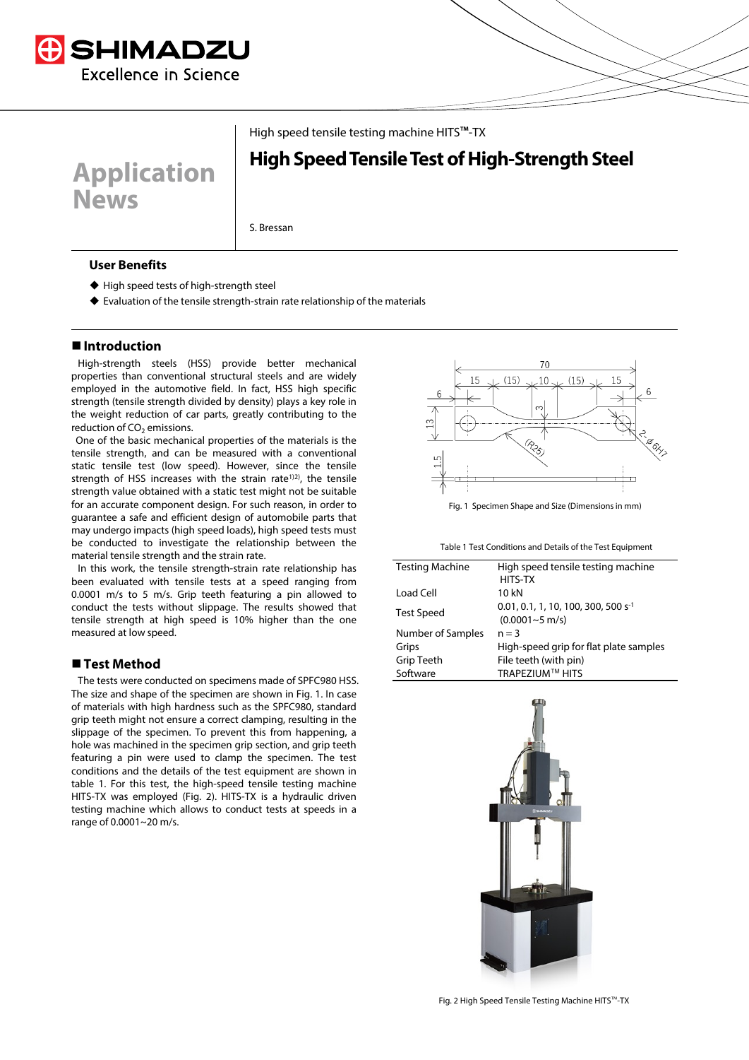High speed tensile testing machine HITS™-TX

# High Speed Tensile Test of High-Strength Steel

Application News

S. Bressan

## User Benefits

- High speed tests of high-strength steel
- Evaluation of the tensile strength-strain rate relationship of the materials

## ■ Introduction

High-strength steels (HSS) provide better mechanical properties than conventional structural steels and are widely employed in the automotive field. In fact, HSS high specific strength (tensile strength divided by density) plays a key role in the weight reduction of car parts, greatly contributing to the reduction of $CO_2$ emissions.

One of the basic mechanical properties of the materials is the tensile strength, and can be measured with a conventional static tensile test (low speed). However, since the tensile strength of HSS increases with the strain rate[1)2)], the tensile strength value obtained with a static test might not be suitable for an accurate component design. For such reason, in order to guarantee a safe and efficient design of automobile parts that may undergo impacts (high speed loads), high speed tests must be conducted to investigate the relationship between the material tensile strength and the strain rate.

In this work, the tensile strength-strain rate relationship has been evaluated with tensile tests at a speed ranging from 0.0001 m/s to 5 m/s. Grip teeth featuring a pin allowed to conduct the tests without slippage. The results showed that tensile strength at high speed is 10% higher than the one measured at low speed.

## ■ Test Method

The tests were conducted on specimens made of SPFC980 HSS. The size and shape of the specimen are shown in Fig. 1. In case of materials with high hardness such as the SPFC980, standard grip teeth might not ensure a correct clamping, resulting in the slippage of the specimen. To prevent this from happening, a hole was machined in the specimen grip section, and grip teeth featuring a pin were used to clamp the specimen. The test conditions and the details of the test equipment are shown in table 1. For this test, the high-speed tensile testing machine HITS-TX was employed (Fig. 2). HITS-TX is a hydraulic driven testing machine which allows to conduct tests at speeds in a range of 0.0001~20 m/s.

Fig. 1 Specimen Shape and Size (Dimensions in mm)

Table 1 Test Conditions and Details of the Test Equipment

| | |
|---|---|
| Testing Machine | High speed tensile testing machine HITS-TX |
| Load Cell | 10 kN |
| Test Speed | 0.01, 0.1, 1, 10, 100, 300, 500 $s^{-1}$ (0.0001~5 m/s) |
| Number of Samples | n = 3 |
| Grips | High-speed grip for flat plate samples |
| Grip Teeth | File teeth (with pin) |
| Software | TRAPEZIUM™ HITS |

Fig. 2 High Speed Tensile Testing Machine HITS™-TX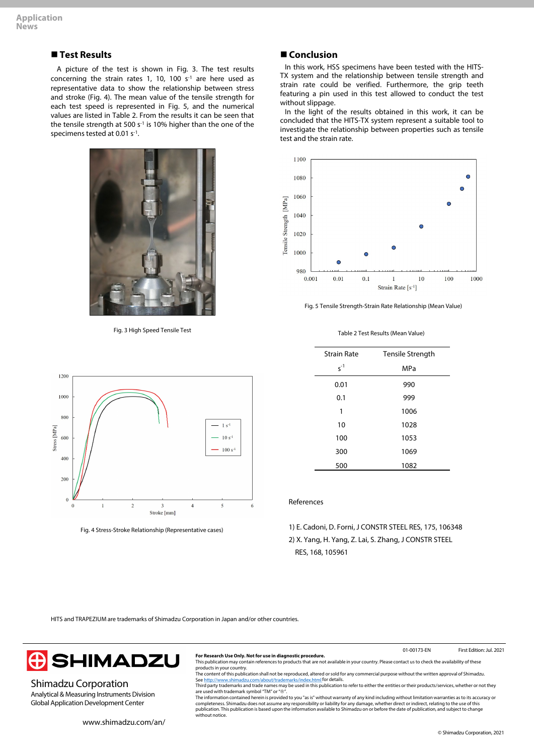## Test Results

A picture of the test is shown in Fig. 3. The test results concerning the strain rates 1, 10, 100 $s^{-1}$ are here used as representative data to show the relationship between stress and stroke (Fig. 4). The mean value of the tensile strength for each test speed is represented in Fig. 5, and the numerical values are listed in Table 2. From the results it can be seen that the tensile strength at 500 $s^{-1}$ is 10% higher than the one of the specimens tested at 0.01 $s^{-1}$.

Fig. 3 High Speed Tensile Test

1200
1000
800
600
400
200
0
Stress [MPa]
0
1
2
3
4
5
6
Stroke [mm]
1 $s^{-1}$
10 $s^{-1}$
100 $s^{-1}$

Fig. 4 Stress-Stroke Relationship (Representative cases)

## Conclusion

In this work, HSS specimens have been tested with the HITS-TX system and the relationship between tensile strength and strain rate could be verified. Furthermore, the grip teeth featuring a pin used in this test allowed to conduct the test without slippage.

In the light of the results obtained in this work, it can be concluded that the HITS-TX system represent a suitable tool to investigate the relationship between properties such as tensile test and the strain rate.

1100
1080
1060
1040
1020
1000
980
Tensile Strength [MPa]
0.001
0.01
0.1
1
10
100
1000
Strain Rate [$s^{-1}$]

Fig. 5 Tensile Strength-Strain Rate Relationship (Mean Value)

Table 2 Test Results (Mean Value)

| Strain Rate | Tensile Strength |
|---|---|
| $s^{-1}$ | MPa |
| 0.01 | 990 |
| 0.1 | 999 |
| 1 | 1006 |
| 10 | 1028 |
| 100 | 1053 |
| 300 | 1069 |
| 500 | 1082 |

References

1) E. Cadoni, D. Forni, J CONSTR STEEL RES, 175, 106348
2) X. Yang, H. Yang, Z. Lai, S. Zhang, J CONSTR STEEL RES, 168, 105961

HITS and TRAPEZIUM are trademarks of Shimadzu Corporation in Japan and/or other countries.

SHIMADZU

Shimadzu Corporation
Analytical & Measuring Instruments Division
Global Application Development Center

www.shimadzu.com/an/

01-00173-EN First Edition: Jul. 2021

**For Research Use Only. Not for use in diagnostic procedure.**
This publication may contain references to products that are not available in your country. Please contact us to check the availability of these products in your country.
The content of this publication shall not be reproduced, altered or sold for any commercial purpose without the written approval of Shimadzu.
See http://www.shimadzu.com/about/trademarks/index.html for details.
Third party trademarks and trade names may be used in this publication to refer to either the entities or their products/services, whether or not they are used with trademark symbol "TM" or "®".
The information contained herein is provided to you "as is" without warranty of any kind including without limitation warranties as to its accuracy or completeness. Shimadzu does not assume any responsibility or liability for any damage, whether direct or indirect, relating to the use of this publication. This publication is based upon the information available to Shimadzu on or before the date of publication, and subject to change without notice.

© Shimadzu Corporation, 2021